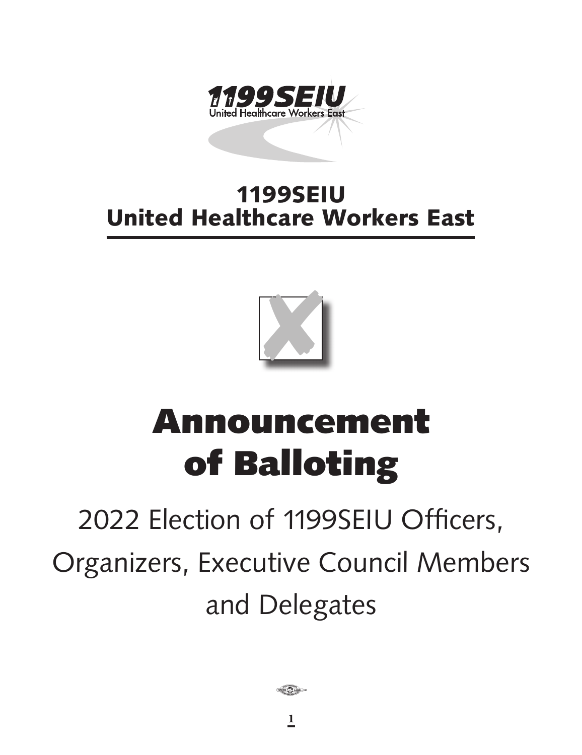## 1199SEIU United Healthcare Workers East

# Announcement of Balloting

2022 Election of 1199SEIU Officers, Organizers, Executive Council Members and Delegates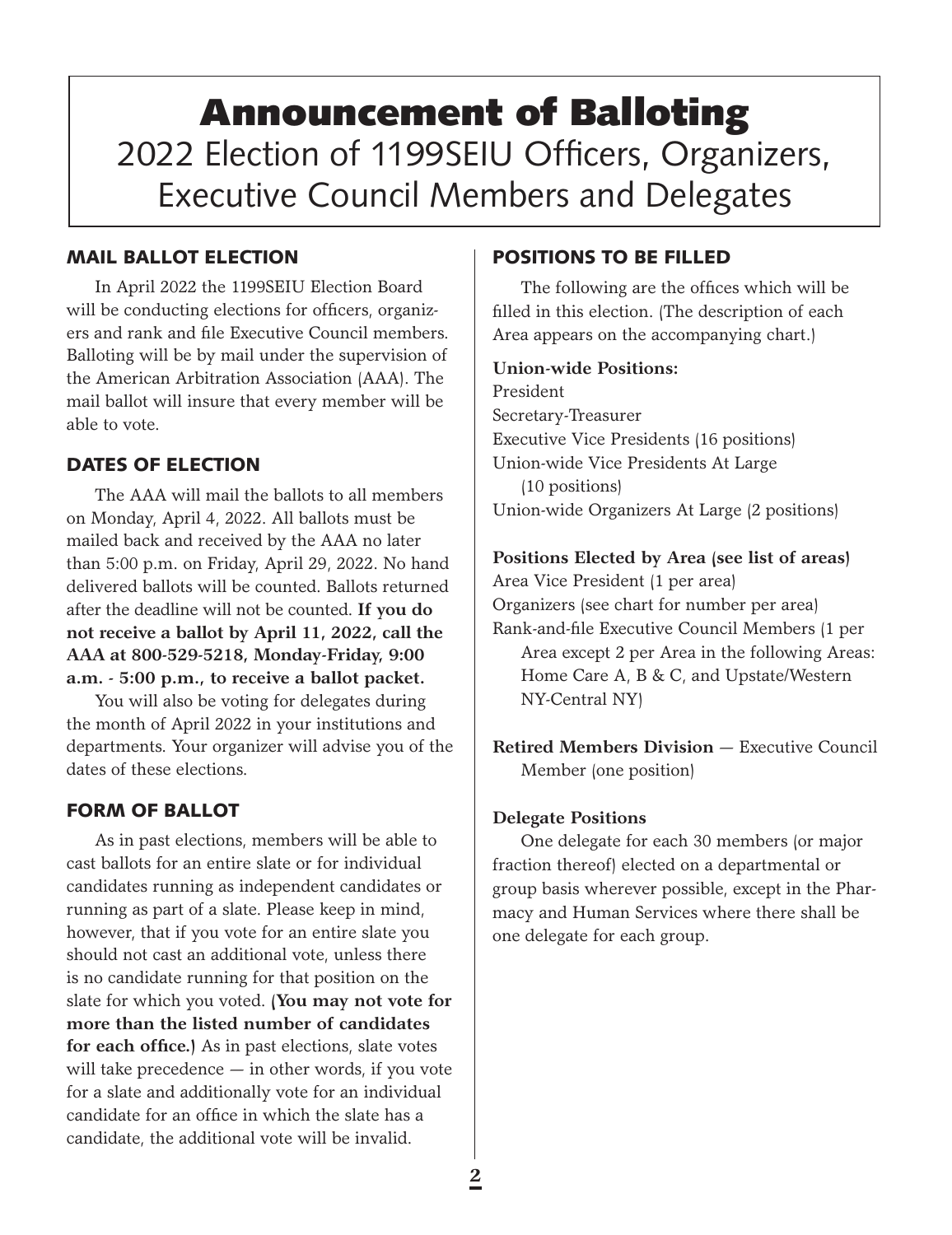# Announcement of Balloting

## 2022 Election of 1199SEIU Officers, Organizers, Executive Council Members and Delegates

### MAIL BALLOT ELECTION

In April 2022 the 1199SEIU Election Board will be conducting elections for officers, organizers and rank and file Executive Council members. Balloting will be by mail under the supervision of the American Arbitration Association (AAA). The mail ballot will insure that every member will be able to vote.

### DATES OF ELECTION

The AAA will mail the ballots to all members on Monday, April 4, 2022. All ballots must be mailed back and received by the AAA no later than 5:00 p.m. on Friday, April 29, 2022. No hand delivered ballots will be counted. Ballots returned after the deadline will not be counted. **If you do not receive a ballot by April 11, 2022, call the AAA at 800-529-5218, Monday-Friday, 9:00 a.m. - 5:00 p.m., to receive a ballot packet.**

You will also be voting for delegates during the month of April 2022 in your institutions and departments. Your organizer will advise you of the dates of these elections.

### FORM OF BALLOT

As in past elections, members will be able to cast ballots for an entire slate or for individual candidates running as independent candidates or running as part of a slate. Please keep in mind, however, that if you vote for an entire slate you should not cast an additional vote, unless there is no candidate running for that position on the slate for which you voted. **(You may not vote for more than the listed number of candidates for each office.)** As in past elections, slate votes will take precedence — in other words, if you vote for a slate and additionally vote for an individual candidate for an office in which the slate has a candidate, the additional vote will be invalid.

### POSITIONS TO BE FILLED

The following are the offices which will be filled in this election. (The description of each Area appears on the accompanying chart.)

**Union-wide Positions:**

President
Secretary-Treasurer
Executive Vice Presidents (16 positions)
Union-wide Vice Presidents At Large (10 positions)
Union-wide Organizers At Large (2 positions)

**Positions Elected by Area (see list of areas)**

Area Vice President (1 per area)
Organizers (see chart for number per area)
Rank-and-file Executive Council Members (1 per Area except 2 per Area in the following Areas: Home Care A, B & C, and Upstate/Western NY-Central NY)

**Retired Members Division** — Executive Council Member (one position)

**Delegate Positions**

One delegate for each 30 members (or major fraction thereof) elected on a departmental or group basis wherever possible, except in the Pharmacy and Human Services where there shall be one delegate for each group.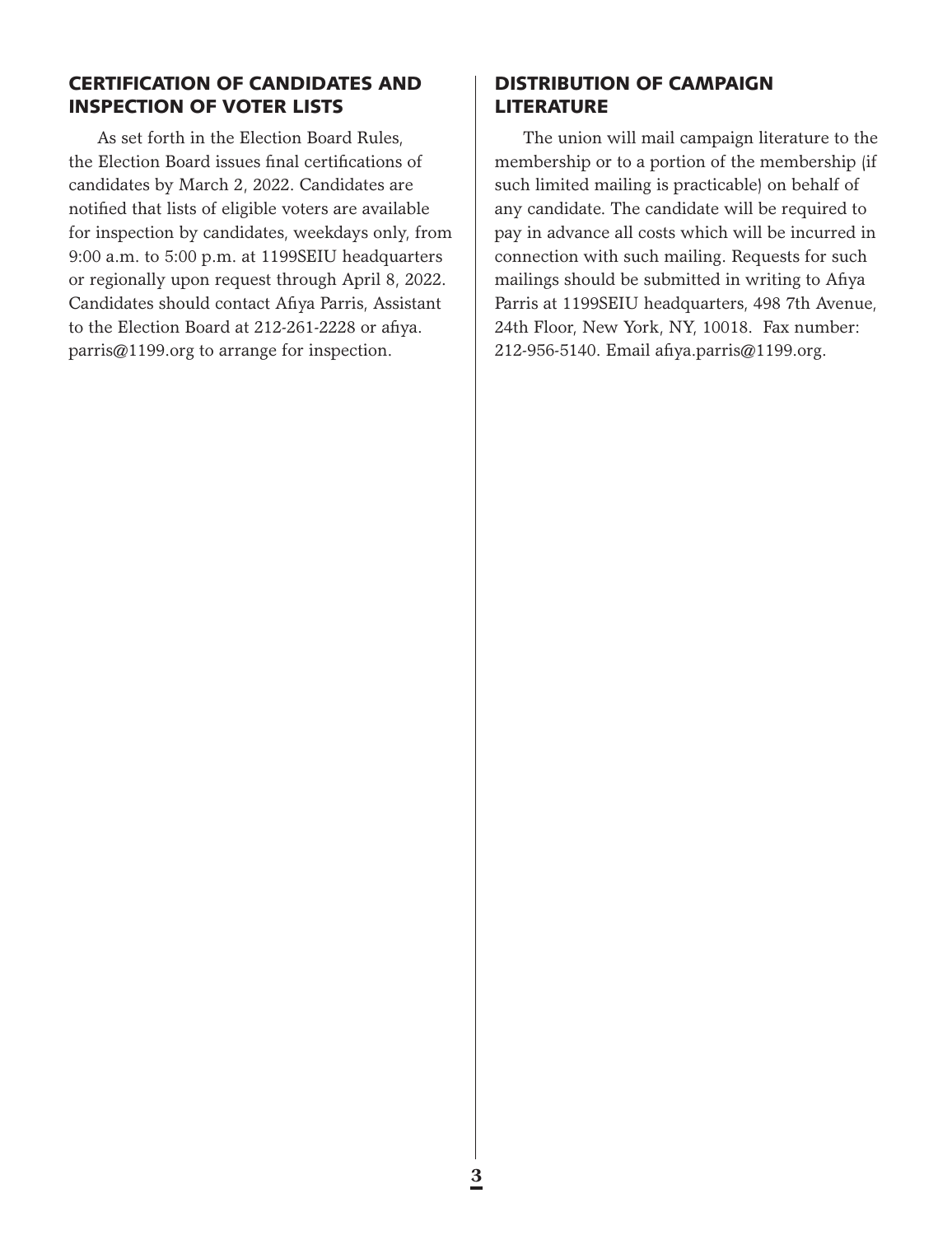## CERTIFICATION OF CANDIDATES AND INSPECTION OF VOTER LISTS

As set forth in the Election Board Rules, the Election Board issues final certifications of candidates by March 2, 2022. Candidates are notified that lists of eligible voters are available for inspection by candidates, weekdays only, from 9:00 a.m. to 5:00 p.m. at 1199SEIU headquarters or regionally upon request through April 8, 2022. Candidates should contact Afiya Parris, Assistant to the Election Board at 212-261-2228 or afiya.parris@1199.org to arrange for inspection.

## DISTRIBUTION OF CAMPAIGN LITERATURE

The union will mail campaign literature to the membership or to a portion of the membership (if such limited mailing is practicable) on behalf of any candidate. The candidate will be required to pay in advance all costs which will be incurred in connection with such mailing. Requests for such mailings should be submitted in writing to Afiya Parris at 1199SEIU headquarters, 498 7th Avenue, 24th Floor, New York, NY, 10018. Fax number: 212-956-5140. Email afiya.parris@1199.org.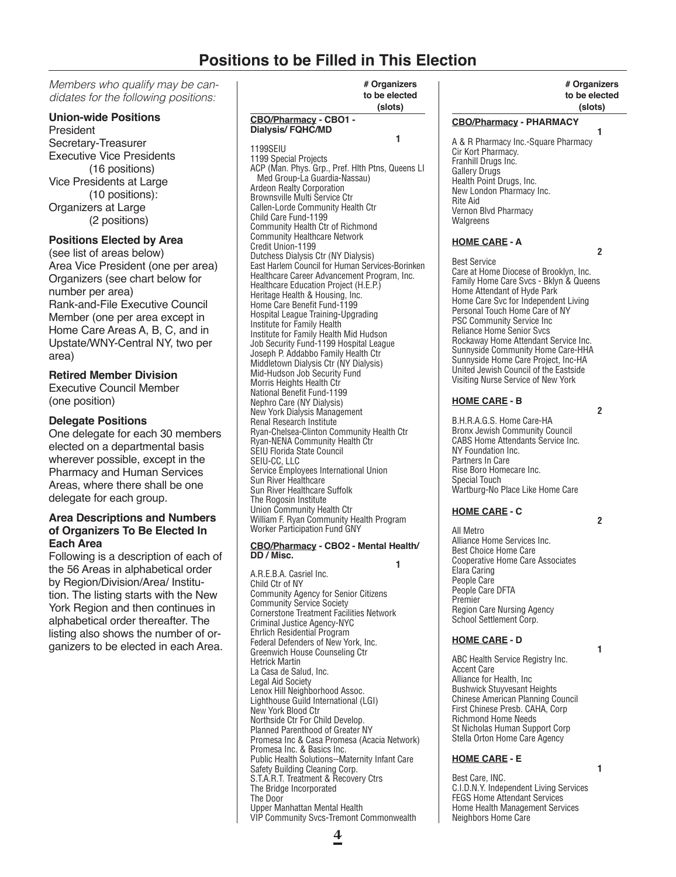# Positions to be Filled in This Election

*Members who qualify may be candidates for the following positions:*

**Union-wide Positions**

President
Secretary-Treasurer
Executive Vice Presidents
(16 positions)
Vice Presidents at Large
(10 positions):
Organizers at Large
(2 positions)

**Positions Elected by Area**

(see list of areas below)
Area Vice President (one per area)
Organizers (see chart below for number per area)
Rank-and-File Executive Council Member (one per area except in Home Care Areas A, B, C, and in Upstate/WNY-Central NY, two per area)

**Retired Member Division**

Executive Council Member
(one position)

**Delegate Positions**

One delegate for each 30 members elected on a departmental basis wherever possible, except in the Pharmacy and Human Services Areas, where there shall be one delegate for each group.

**Area Descriptions and Numbers of Organizers To Be Elected In Each Area**

Following is a description of each of the 56 Areas in alphabetical order by Region/Division/Area/ Institution. The listing starts with the New York Region and then continues in alphabetical order thereafter. The listing also shows the number of organizers to be elected in each Area.

**# Organizers to be elected (slots)**

**CBO/Pharmacy - CBO1 - Dialysis/ FQHC/MD** — 1

1199SEIU
1199 Special Projects
ACP (Man. Phys. Grp., Pref. Hlth Ptns, Queens LI Med Group-La Guardia-Nassau)
Ardeon Realty Corporation
Brownsville Multi Service Ctr
Callen-Lorde Community Health Ctr
Child Care Fund-1199
Community Health Ctr of Richmond
Community Healthcare Network
Credit Union-1199
Dutchess Dialysis Ctr (NY Dialysis)
East Harlem Council for Human Services-Borinken
Healthcare Career Advancement Program, Inc.
Healthcare Education Project (H.E.P.)
Heritage Health & Housing, Inc.
Home Care Benefit Fund-1199
Hospital League Training-Upgrading
Institute for Family Health
Institute for Family Health Mid Hudson
Job Security Fund-1199 Hospital League
Joseph P. Addabbo Family Health Ctr
Middletown Dialysis Ctr (NY Dialysis)
Mid-Hudson Job Security Fund
Morris Heights Health Ctr
National Benefit Fund-1199
Nephro Care (NY Dialysis)
New York Dialysis Management
Renal Research Institute
Ryan-Chelsea-Clinton Community Health Ctr
Ryan-NENA Community Health Ctr
SEIU Florida State Council
SEIU-CC, LLC
Service Employees International Union
Sun River Healthcare
Sun River Healthcare Suffolk
The Rogosin Institute
Union Community Health Ctr
William F. Ryan Community Health Program
Worker Participation Fund GNY

**CBO/Pharmacy - CBO2 - Mental Health/ DD / Misc.** — 1

A.R.E.B.A. Casriel Inc.
Child Ctr of NY
Community Agency for Senior Citizens
Community Service Society
Cornerstone Treatment Facilities Network
Criminal Justice Agency-NYC
Ehrlich Residential Program
Federal Defenders of New York, Inc.
Greenwich House Counseling Ctr
Hetrick Martin
La Casa de Salud, Inc.
Legal Aid Society
Lenox Hill Neighborhood Assoc.
Lighthouse Guild International (LGI)
New York Blood Ctr
Northside Ctr For Child Develop.
Planned Parenthood of Greater NY
Promesa Inc & Casa Promesa (Acacia Network)
Promesa Inc. & Basics Inc.
Public Health Solutions--Maternity Infant Care
Safety Building Cleaning Corp.
S.T.A.R.T. Treatment & Recovery Ctrs
The Bridge Incorporated
The Door
Upper Manhattan Mental Health
VIP Community Svcs-Tremont Commonwealth

**CBO/Pharmacy - PHARMACY** — 1

A & R Pharmacy Inc.-Square Pharmacy
Cir Kort Pharmacy.
Franhill Drugs Inc.
Gallery Drugs
Health Point Drugs, Inc.
New London Pharmacy Inc.
Rite Aid
Vernon Blvd Pharmacy
Walgreens

**HOME CARE - A** — 2

Best Service
Care at Home Diocese of Brooklyn, Inc.
Family Home Care Svcs - Bklyn & Queens
Home Attendant of Hyde Park
Home Care Svc for Independent Living
Personal Touch Home Care of NY
PSC Community Service Inc
Reliance Home Senior Svcs
Rockaway Home Attendant Service Inc.
Sunnyside Community Home Care-HHA
Sunnyside Home Care Project, Inc-HA
United Jewish Council of the Eastside
Visiting Nurse Service of New York

**HOME CARE - B** — 2

B.H.R.A.G.S. Home Care-HA
Bronx Jewish Community Council
CABS Home Attendants Service Inc.
NY Foundation Inc.
Partners In Care
Rise Boro Homecare Inc.
Special Touch
Wartburg-No Place Like Home Care

**HOME CARE - C** — 2

All Metro
Alliance Home Services Inc.
Best Choice Home Care
Cooperative Home Care Associates
Elara Caring
People Care
People Care DFTA
Premier
Region Care Nursing Agency
School Settlement Corp.

**HOME CARE - D** — 1

ABC Health Service Registry Inc.
Accent Care
Alliance for Health, Inc
Bushwick Stuyvesant Heights
Chinese American Planning Council
First Chinese Presb. CAHA, Corp
Richmond Home Needs
St Nicholas Human Support Corp
Stella Orton Home Care Agency

**HOME CARE - E** — 1

Best Care, INC.
C.I.D.N.Y. Independent Living Services
FEGS Home Attendant Services
Home Health Management Services
Neighbors Home Care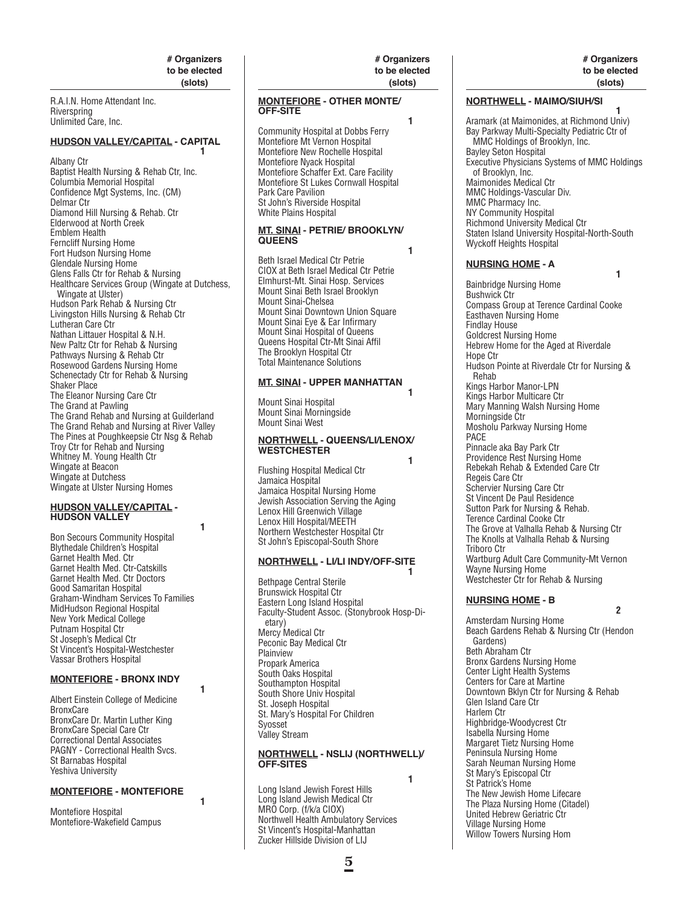**# Organizers to be elected (slots)**

R.A.I.N. Home Attendant Inc.
Riverspring
Unlimited Care, Inc.

### HUDSON VALLEY/CAPITAL - CAPITAL

**1**

Albany Ctr
Baptist Health Nursing & Rehab Ctr, Inc.
Columbia Memorial Hospital
Confidence Mgt Systems, Inc. (CM)
Delmar Ctr
Diamond Hill Nursing & Rehab. Ctr
Elderwood at North Creek
Emblem Health
Ferncliff Nursing Home
Fort Hudson Nursing Home
Glendale Nursing Home
Glens Falls Ctr for Rehab & Nursing
Healthcare Services Group (Wingate at Dutchess, Wingate at Ulster)
Hudson Park Rehab & Nursing Ctr
Livingston Hills Nursing & Rehab Ctr
Lutheran Care Ctr
Nathan Littauer Hospital & N.H.
New Paltz Ctr for Rehab & Nursing
Pathways Nursing & Rehab Ctr
Rosewood Gardens Nursing Home
Schenectady Ctr for Rehab & Nursing
Shaker Place
The Eleanor Nursing Care Ctr
The Grand at Pawling
The Grand Rehab and Nursing at Guilderland
The Grand Rehab and Nursing at River Valley
The Pines at Poughkeepsie Ctr Nsg & Rehab
Troy Ctr for Rehab and Nursing
Whitney M. Young Health Ctr
Wingate at Beacon
Wingate at Dutchess
Wingate at Ulster Nursing Homes

### HUDSON VALLEY/CAPITAL - HUDSON VALLEY

**1**

Bon Secours Community Hospital
Blythedale Children's Hospital
Garnet Health Med. Ctr
Garnet Health Med. Ctr-Catskills
Garnet Health Med. Ctr Doctors
Good Samaritan Hospital
Graham-Windham Services To Families
MidHudson Regional Hospital
New York Medical College
Putnam Hospital Ctr
St Joseph's Medical Ctr
St Vincent's Hospital-Westchester
Vassar Brothers Hospital

### MONTEFIORE - BRONX INDY

**1**

Albert Einstein College of Medicine
BronxCare
BronxCare Dr. Martin Luther King
BronxCare Special Care Ctr
Correctional Dental Associates
PAGNY - Correctional Health Svcs.
St Barnabas Hospital
Yeshiva University

### MONTEFIORE - MONTEFIORE

**1**

Montefiore Hospital
Montefiore-Wakefield Campus

### MONTEFIORE - OTHER MONTE/ OFF-SITE

**1**

Community Hospital at Dobbs Ferry
Montefiore Mt Vernon Hospital
Montefiore New Rochelle Hospital
Montefiore Nyack Hospital
Montefiore Schaffer Ext. Care Facility
Montefiore St Lukes Cornwall Hospital
Park Care Pavilion
St John's Riverside Hospital
White Plains Hospital

### MT. SINAI - PETRIE/ BROOKLYN/ QUEENS

**1**

Beth Israel Medical Ctr Petrie
CIOX at Beth Israel Medical Ctr Petrie
Elmhurst-Mt. Sinai Hosp. Services
Mount Sinai Beth Israel Brooklyn
Mount Sinai-Chelsea
Mount Sinai Downtown Union Square
Mount Sinai Eye & Ear Infirmary
Mount Sinai Hospital of Queens
Queens Hospital Ctr-Mt Sinai Affil
The Brooklyn Hospital Ctr
Total Maintenance Solutions

### MT. SINAI - UPPER MANHATTAN

**1**

Mount Sinai Hospital
Mount Sinai Morningside
Mount Sinai West

### NORTHWELL - QUEENS/LI/LENOX/ WESTCHESTER

**1**

Flushing Hospital Medical Ctr
Jamaica Hospital
Jamaica Hospital Nursing Home
Jewish Association Serving the Aging
Lenox Hill Greenwich Village
Lenox Hill Hospital/MEETH
Northern Westchester Hospital Ctr
St John's Episcopal-South Shore

### NORTHWELL - LI/LI INDY/OFF-SITE

**1**

Bethpage Central Sterile
Brunswick Hospital Ctr
Eastern Long Island Hospital
Faculty-Student Assoc. (Stonybrook Hosp-Dietary)
Mercy Medical Ctr
Peconic Bay Medical Ctr
Plainview
Propark America
South Oaks Hospital
Southampton Hospital
South Shore Univ Hospital
St. Joseph Hospital
St. Mary's Hospital For Children
Syosset
Valley Stream

### NORTHWELL - NSLIJ (NORTHWELL)/ OFF-SITES

**1**

Long Island Jewish Forest Hills
Long Island Jewish Medical Ctr
MRO Corp. (f/k/a CIOX)
Northwell Health Ambulatory Services
St Vincent's Hospital-Manhattan
Zucker Hillside Division of LIJ

### NORTHWELL - MAIMO/SIUH/SI

**1**

Aramark (at Maimonides, at Richmond Univ)
Bay Parkway Multi-Specialty Pediatric Ctr of MMC Holdings of Brooklyn, Inc.
Bayley Seton Hospital
Executive Physicians Systems of MMC Holdings of Brooklyn, Inc.
Maimonides Medical Ctr
MMC Holdings-Vascular Div.
MMC Pharmacy Inc.
NY Community Hospital
Richmond University Medical Ctr
Staten Island University Hospital-North-South
Wyckoff Heights Hospital

### NURSING HOME - A

**1**

Bainbridge Nursing Home
Bushwick Ctr
Compass Group at Terence Cardinal Cooke
Easthaven Nursing Home
Findlay House
Goldcrest Nursing Home
Hebrew Home for the Aged at Riverdale
Hope Ctr
Hudson Pointe at Riverdale Ctr for Nursing & Rehab
Kings Harbor Manor-LPN
Kings Harbor Multicare Ctr
Mary Manning Walsh Nursing Home
Morningside Ctr
Mosholu Parkway Nursing Home
PACE
Pinnacle aka Bay Park Ctr
Providence Rest Nursing Home
Rebekah Rehab & Extended Care Ctr
Regeis Care Ctr
Schervier Nursing Care Ctr
St Vincent De Paul Residence
Sutton Park for Nursing & Rehab.
Terence Cardinal Cooke Ctr
The Grove at Valhalla Rehab & Nursing Ctr
The Knolls at Valhalla Rehab & Nursing
Triboro Ctr
Wartburg Adult Care Community-Mt Vernon
Wayne Nursing Home
Westchester Ctr for Rehab & Nursing

### NURSING HOME - B

**2**

Amsterdam Nursing Home
Beach Gardens Rehab & Nursing Ctr (Hendon Gardens)
Beth Abraham Ctr
Bronx Gardens Nursing Home
Center Light Health Systems
Centers for Care at Martine
Downtown Bklyn Ctr for Nursing & Rehab
Glen Island Care Ctr
Harlem Ctr
Highbridge-Woodycrest Ctr
Isabella Nursing Home
Margaret Tietz Nursing Home
Peninsula Nursing Home
Sarah Neuman Nursing Home
St Mary's Episcopal Ctr
St Patrick's Home
The New Jewish Home Lifecare
The Plaza Nursing Home (Citadel)
United Hebrew Geriatric Ctr
Village Nursing Home
Willow Towers Nursing Hom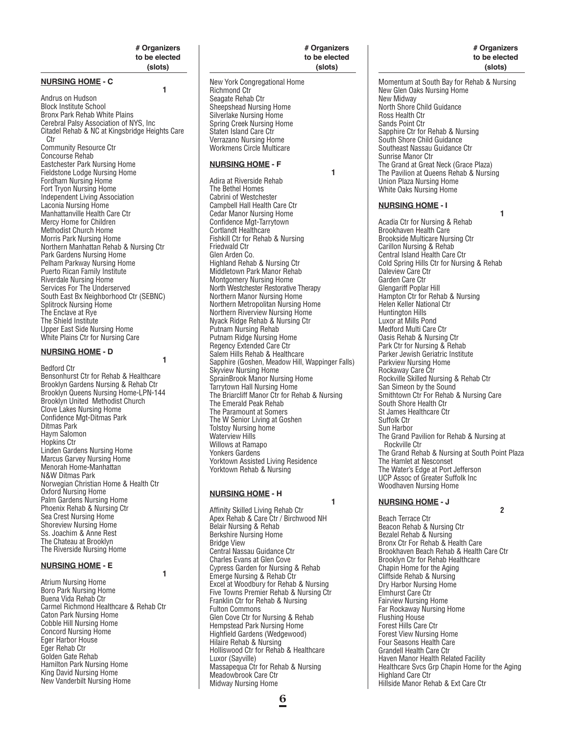**# Organizers to be elected (slots)**

## NURSING HOME - C

**1**

Andrus on Hudson
Block Institute School
Bronx Park Rehab White Plains
Cerebral Palsy Association of NYS, Inc
Citadel Rehab & NC at Kingsbridge Heights Care Ctr
Community Resource Ctr
Concourse Rehab
Eastchester Park Nursing Home
Fieldstone Lodge Nursing Home
Fordham Nursing Home
Fort Tryon Nursing Home
Independent Living Association
Laconia Nursing Home
Manhattanville Health Care Ctr
Mercy Home for Children
Methodist Church Home
Morris Park Nursing Home
Northern Manhattan Rehab & Nursing Ctr
Park Gardens Nursing Home
Pelham Parkway Nursing Home
Puerto Rican Family Institute
Riverdale Nursing Home
Services For The Underserved
South East Bx Neighborhood Ctr (SEBNC)
Splitrock Nursing Home
The Enclave at Rye
The Shield Institute
Upper East Side Nursing Home
White Plains Ctr for Nursing Care

## NURSING HOME - D

**1**

Bedford Ctr
Bensonhurst Ctr for Rehab & Healthcare
Brooklyn Gardens Nursing & Rehab Ctr
Brooklyn Queens Nursing Home-LPN-144
Brooklyn United Methodist Church
Clove Lakes Nursing Home
Confidence Mgt-Ditmas Park
Ditmas Park
Haym Salomon
Hopkins Ctr
Linden Gardens Nursing Home
Marcus Garvey Nursing Home
Menorah Home-Manhattan
N&W Ditmas Park
Norwegian Christian Home & Health Ctr
Oxford Nursing Home
Palm Gardens Nursing Home
Phoenix Rehab & Nursing Ctr
Sea Crest Nursing Home
Shoreview Nursing Home
Ss. Joachim & Anne Rest
The Chateau at Brooklyn
The Riverside Nursing Home

## NURSING HOME - E

**1**

Atrium Nursing Home
Boro Park Nursing Home
Buena Vida Rehab Ctr
Carmel Richmond Healthcare & Rehab Ctr
Caton Park Nursing Home
Cobble Hill Nursing Home
Concord Nursing Home
Eger Harbor House
Eger Rehab Ctr
Golden Gate Rehab
Hamilton Park Nursing Home
King David Nursing Home
New Vanderbilt Nursing Home
New York Congregational Home
Richmond Ctr
Seagate Rehab Ctr
Sheepshead Nursing Home
Silverlake Nursing Home
Spring Creek Nursing Home
Staten Island Care Ctr
Verrazano Nursing Home
Workmens Circle Multicare

## NURSING HOME - F

**1**

Adira at Riverside Rehab
The Bethel Homes
Cabrini of Westchester
Campbell Hall Health Care Ctr
Cedar Manor Nursing Home
Confidence Mgt-Tarrytown
Cortlandt Healthcare
Fishkill Ctr for Rehab & Nursing
Friedwald Ctr
Glen Arden Co.
Highland Rehab & Nursing Ctr
Middletown Park Manor Rehab
Montgomery Nursing Home
North Westchester Restorative Therapy
Northern Manor Nursing Home
Northern Metropolitan Nursing Home
Northern Riverview Nursing Home
Nyack Ridge Rehab & Nursing Ctr
Putnam Nursing Rehab
Putnam Ridge Nursing Home
Regency Extended Care Ctr
Salem Hills Rehab & Healthcare
Sapphire (Goshen, Meadow Hill, Wappinger Falls)
Skyview Nursing Home
SprainBrook Manor Nursing Home
Tarrytown Hall Nursing Home
The Briarcliff Manor Ctr for Rehab & Nursing
The Emerald Peak Rehab
The Paramount at Somers
The W Senior Living at Goshen
Tolstoy Nursing home
Waterview Hills
Willows at Ramapo
Yonkers Gardens
Yorktown Assisted Living Residence
Yorktown Rehab & Nursing

## NURSING HOME - H

**1**

Affinity Skilled Living Rehab Ctr
Apex Rehab & Care Ctr / Birchwood NH
Belair Nursing & Rehab
Berkshire Nursing Home
Bridge View
Central Nassau Guidance Ctr
Charles Evans at Glen Cove
Cypress Garden for Nursing & Rehab
Emerge Nursing & Rehab Ctr
Excel at Woodbury for Rehab & Nursing
Five Towns Premier Rehab & Nursing Ctr
Franklin Ctr for Rehab & Nursing
Fulton Commons
Glen Cove Ctr for Nursing & Rehab
Hempstead Park Nursing Home
Highfield Gardens (Wedgewood)
Hilaire Rehab & Nursing
Holliswood Ctr for Rehab & Healthcare
Luxor (Sayville)
Massapequa Ctr for Rehab & Nursing
Meadowbrook Care Ctr
Midway Nursing Home
Momentum at South Bay for Rehab & Nursing
New Glen Oaks Nursing Home
New Midway
North Shore Child Guidance
Ross Health Ctr
Sands Point Ctr
Sapphire Ctr for Rehab & Nursing
South Shore Child Guidance
Southeast Nassau Guidance Ctr
Sunrise Manor Ctr
The Grand at Great Neck (Grace Plaza)
The Pavilion at Queens Rehab & Nursing
Union Plaza Nursing Home
White Oaks Nursing Home

## NURSING HOME - I

**1**

Acadia Ctr for Nursing & Rehab
Brookhaven Health Care
Brookside Multicare Nursing Ctr
Carillon Nursing & Rehab
Central Island Health Care Ctr
Cold Spring Hills Ctr for Nursing & Rehab
Daleview Care Ctr
Garden Care Ctr
Glengariff Poplar Hill
Hampton Ctr for Rehab & Nursing
Helen Keller National Ctr
Huntington Hills
Luxor at Mills Pond
Medford Multi Care Ctr
Oasis Rehab & Nursing Ctr
Park Ctr for Nursing & Rehab
Parker Jewish Geriatric Institute
Parkview Nursing Home
Rockaway Care Ctr
Rockville Skilled Nursing & Rehab Ctr
San Simeon by the Sound
Smithtown Ctr For Rehab & Nursing Care
South Shore Health Ctr
St James Healthcare Ctr
Suffolk Ctr
Sun Harbor
The Grand Pavilion for Rehab & Nursing at Rockville Ctr
The Grand Rehab & Nursing at South Point Plaza
The Hamlet at Nesconset
The Water's Edge at Port Jefferson
UCP Assoc of Greater Suffolk Inc
Woodhaven Nursing Home

## NURSING HOME - J

**2**

Beach Terrace Ctr
Beacon Rehab & Nursing Ctr
Bezalel Rehab & Nursing
Bronx Ctr For Rehab & Health Care
Brookhaven Beach Rehab & Health Care Ctr
Brooklyn Ctr for Rehab Healthcare
Chapin Home for the Aging
Cliffside Rehab & Nursing
Dry Harbor Nursing Home
Elmhurst Care Ctr
Fairview Nursing Home
Far Rockaway Nursing Home
Flushing House
Forest Hills Care Ctr
Forest View Nursing Home
Four Seasons Health Care
Grandell Health Care Ctr
Haven Manor Health Related Facility
Healthcare Svcs Grp Chapin Home for the Aging
Highland Care Ctr
Hillside Manor Rehab & Ext Care Ctr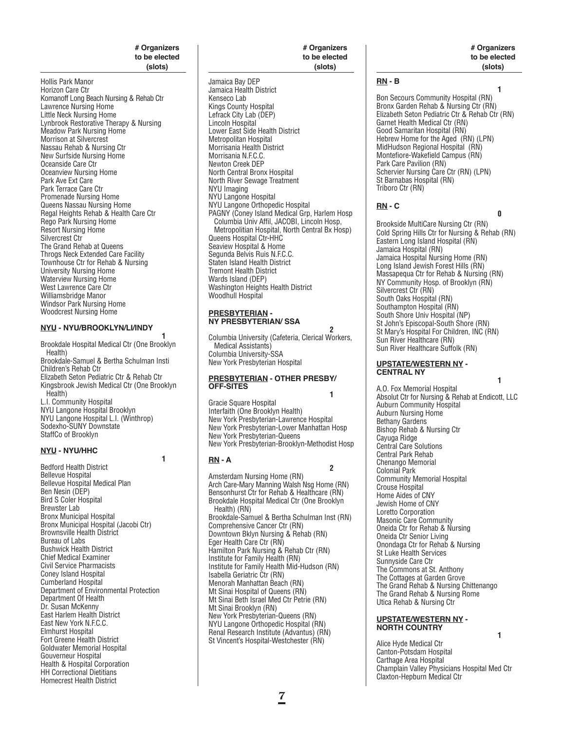**# Organizers to be elected (slots)**

Hollis Park Manor
Horizon Care Ctr
Komanoff Long Beach Nursing & Rehab Ctr
Lawrence Nursing Home
Little Neck Nursing Home
Lynbrook Restorative Therapy & Nursing
Meadow Park Nursing Home
Morrison at Silvercrest
Nassau Rehab & Nursing Ctr
New Surfside Nursing Home
Oceanside Care Ctr
Oceanview Nursing Home
Park Ave Ext Care
Park Terrace Care Ctr
Promenade Nursing Home
Queens Nassau Nursing Home
Regal Heights Rehab & Health Care Ctr
Rego Park Nursing Home
Resort Nursing Home
Silvercrest Ctr
The Grand Rehab at Queens
Throgs Neck Extended Care Facility
Townhouse Ctr for Rehab & Nursing
University Nursing Home
Waterview Nursing Home
West Lawrence Care Ctr
Williamsbridge Manor
Windsor Park Nursing Home
Woodcrest Nursing Home

**NYU - NYU/BROOKLYN/LI/INDY** — 1

Brookdale Hospital Medical Ctr (One Brooklyn Health)
Brookdale-Samuel & Bertha Schulman Insti
Children's Rehab Ctr
Elizabeth Seton Pediatric Ctr & Rehab Ctr
Kingsbrook Jewish Medical Ctr (One Brooklyn Health)
L.I. Community Hospital
NYU Langone Hospital Brooklyn
NYU Langone Hospital L.I. (Winthrop)
Sodexho-SUNY Downstate
StaffCo of Brooklyn

**NYU - NYU/HHC** — 1

Bedford Health District
Bellevue Hospital
Bellevue Hospital Medical Plan
Ben Nesin (DEP)
Bird S Coler Hospital
Brewster Lab
Bronx Municipal Hospital
Bronx Municipal Hospital (Jacobi Ctr)
Brownsville Health District
Bureau of Labs
Bushwick Health District
Chief Medical Examiner
Civil Service Pharmacists
Coney Island Hospital
Cumberland Hospital
Department of Environmental Protection
Department Of Health
Dr. Susan McKenny
East Harlem Health District
East New York N.F.C.C.
Elmhurst Hospital
Fort Greene Health District
Goldwater Memorial Hospital
Gouverneur Hospital
Health & Hospital Corporation
HH Correctional Dietitians
Homecrest Health District
Jamaica Bay DEP
Jamaica Health District
Kenseco Lab
Kings County Hospital
Lefrack City Lab (DEP)
Lincoln Hospital
Lower East Side Health District
Metropolitan Hospital
Morrisania Health District
Morrisania N.F.C.C.
Newton Creek DEP
North Central Bronx Hospital
North River Sewage Treatment
NYU Imaging
NYU Langone Hospital
NYU Langone Orthopedic Hospital
PAGNY (Coney Island Medical Grp, Harlem Hosp Columbia Univ Affil, JACOBI, Lincoln Hosp, Metropolitan Hospital, North Central Bx Hosp)
Queens Hospital Ctr-HHC
Seaview Hospital & Home
Segunda Belvis Ruis N.F.C.C.
Staten Island Health District
Tremont Health District
Wards Island (DEP)
Washington Heights Health District
Woodhull Hospital

**PRESBYTERIAN - NY PRESBYTERIAN/ SSA** — 2

Columbia University (Cafeteria, Clerical Workers, Medical Assistants)
Columbia University-SSA
New York Presbyterian Hospital

**PRESBYTERIAN - OTHER PRESBY/ OFF-SITES** — 1

Gracie Square Hospital
Interfaith (One Brooklyn Health)
New York Presbyterian-Lawrence Hospital
New York Presbyterian-Lower Manhattan Hosp
New York Presbyterian-Queens
New York Presbyterian-Brooklyn-Methodist Hosp

**RN - A** — 2

Amsterdam Nursing Home (RN)
Arch Care-Mary Manning Walsh Nsg Home (RN)
Bensonhurst Ctr for Rehab & Healthcare (RN)
Brookdale Hospital Medical Ctr (One Brooklyn Health) (RN)
Brookdale-Samuel & Bertha Schulman Inst (RN)
Comprehensive Cancer Ctr (RN)
Downtown Bklyn Nursing & Rehab (RN)
Eger Health Care Ctr (RN)
Hamilton Park Nursing & Rehab Ctr (RN)
Institute for Family Health (RN)
Institute for Family Health Mid-Hudson (RN)
Isabella Geriatric Ctr (RN)
Menorah Manhattan Beach (RN)
Mt Sinai Hospital of Queens (RN)
Mt Sinai Beth Israel Med Ctr Petrie (RN)
Mt Sinai Brooklyn (RN)
New York Presbyterian-Queens (RN)
NYU Langone Orthopedic Hospital (RN)
Renal Research Institute (Advantus) (RN)
St Vincent's Hospital-Westchester (RN)

**RN - B** — 1

Bon Secours Community Hospital (RN)
Bronx Garden Rehab & Nursing Ctr (RN)
Elizabeth Seton Pediatric Ctr & Rehab Ctr (RN)
Garnet Health Medical Ctr (RN)
Good Samaritan Hospital (RN)
Hebrew Home for the Aged (RN) (LPN)
MidHudson Regional Hospital (RN)
Montefiore-Wakefield Campus (RN)
Park Care Pavilion (RN)
Schervier Nursing Care Ctr (RN) (LPN)
St Barnabas Hospital (RN)
Triboro Ctr (RN)

**RN - C** — 0

Brookside MultiCare Nursing Ctr (RN)
Cold Spring Hills Ctr for Nursing & Rehab (RN)
Eastern Long Island Hospital (RN)
Jamaica Hospital (RN)
Jamaica Hospital Nursing Home (RN)
Long Island Jewish Forest Hills (RN)
Massapequa Ctr for Rehab & Nursing (RN)
NY Community Hosp. of Brooklyn (RN)
Silvercrest Ctr (RN)
South Oaks Hospital (RN)
Southampton Hospital (RN)
South Shore Univ Hospital (NP)
St John's Episcopal-South Shore (RN)
St Mary's Hospital For Children, INC (RN)
Sun River Healthcare (RN)
Sun River Healthcare Suffolk (RN)

**UPSTATE/WESTERN NY - CENTRAL NY** — 1

A.O. Fox Memorial Hospital
Absolut Ctr for Nursing & Rehab at Endicott, LLC
Auburn Community Hospital
Auburn Nursing Home
Bethany Gardens
Bishop Rehab & Nursing Ctr
Cayuga Ridge
Central Care Solutions
Central Park Rehab
Chenango Memorial
Colonial Park
Community Memorial Hospital
Crouse Hospital
Home Aides of CNY
Jewish Home of CNY
Loretto Corporation
Masonic Care Community
Oneida Ctr for Rehab & Nursing
Oneida Ctr Senior Living
Onondaga Ctr for Rehab & Nursing
St Luke Health Services
Sunnyside Care Ctr
The Commons at St. Anthony
The Cottages at Garden Grove
The Grand Rehab & Nursing Chittenango
The Grand Rehab & Nursing Rome
Utica Rehab & Nursing Ctr

**UPSTATE/WESTERN NY - NORTH COUNTRY** — 1

Alice Hyde Medical Ctr
Canton-Potsdam Hospital
Carthage Area Hospital
Champlain Valley Physicians Hospital Med Ctr
Claxton-Hepburn Medical Ctr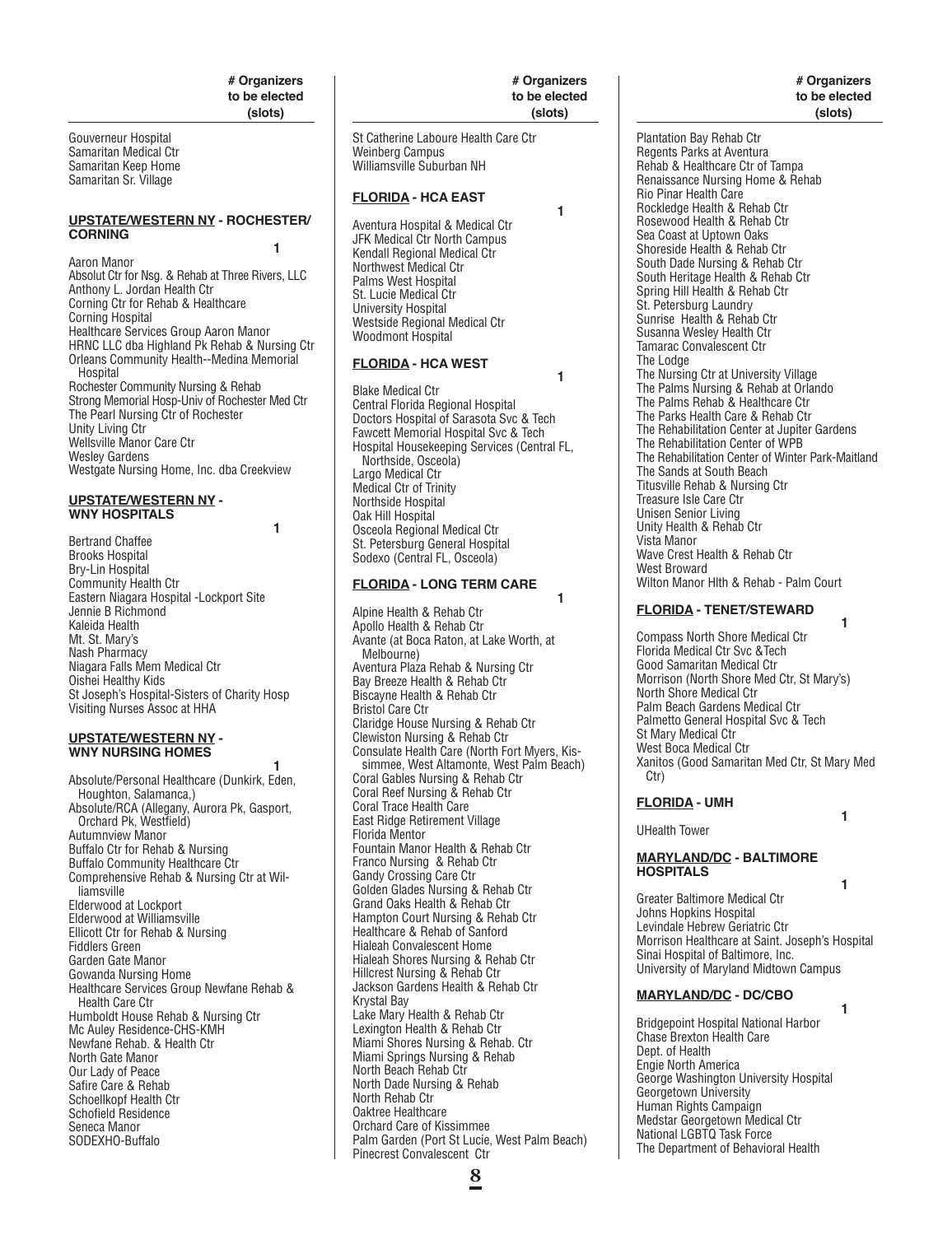**# Organizers to be elected (slots)**

Gouverneur Hospital
Samaritan Medical Ctr
Samaritan Keep Home
Samaritan Sr. Village

**UPSTATE/WESTERN NY - ROCHESTER/ CORNING** — 1

Aaron Manor
Absolut Ctr for Nsg. & Rehab at Three Rivers, LLC
Anthony L. Jordan Health Ctr
Corning Ctr for Rehab & Healthcare
Corning Hospital
Healthcare Services Group Aaron Manor
HRNC LLC dba Highland Pk Rehab & Nursing Ctr
Orleans Community Health--Medina Memorial Hospital
Rochester Community Nursing & Rehab
Strong Memorial Hosp-Univ of Rochester Med Ctr
The Pearl Nursing Ctr of Rochester
Unity Living Ctr
Wellsville Manor Care Ctr
Wesley Gardens
Westgate Nursing Home, Inc. dba Creekview

**UPSTATE/WESTERN NY - WNY HOSPITALS** — 1

Bertrand Chaffee
Brooks Hospital
Bry-Lin Hospital
Community Health Ctr
Eastern Niagara Hospital -Lockport Site
Jennie B Richmond
Kaleida Health
Mt. St. Mary's
Nash Pharmacy
Niagara Falls Mem Medical Ctr
Oishei Healthy Kids
St Joseph's Hospital-Sisters of Charity Hosp
Visiting Nurses Assoc at HHA

**UPSTATE/WESTERN NY - WNY NURSING HOMES** — 1

Absolute/Personal Healthcare (Dunkirk, Eden, Houghton, Salamanca,)
Absolute/RCA (Allegany, Aurora Pk, Gasport, Orchard Pk, Westfield)
Autumnview Manor
Buffalo Ctr for Rehab & Nursing
Buffalo Community Healthcare Ctr
Comprehensive Rehab & Nursing Ctr at Williamsville
Elderwood at Lockport
Elderwood at Williamsville
Ellicott Ctr for Rehab & Nursing
Fiddlers Green
Garden Gate Manor
Gowanda Nursing Home
Healthcare Services Group Newfane Rehab & Health Care Ctr
Humboldt House Rehab & Nursing Ctr
Mc Auley Residence-CHS-KMH
Newfane Rehab. & Health Ctr
North Gate Manor
Our Lady of Peace
Safire Care & Rehab
Schoellkopf Health Ctr
Schofield Residence
Seneca Manor
SODEXHO-Buffalo

St Catherine Laboure Health Care Ctr
Weinberg Campus
Williamsville Suburban NH

**FLORIDA - HCA EAST** — 1

Aventura Hospital & Medical Ctr
JFK Medical Ctr North Campus
Kendall Regional Medical Ctr
Northwest Medical Ctr
Palms West Hospital
St. Lucie Medical Ctr
University Hospital
Westside Regional Medical Ctr
Woodmont Hospital

**FLORIDA - HCA WEST** — 1

Blake Medical Ctr
Central Florida Regional Hospital
Doctors Hospital of Sarasota Svc & Tech
Fawcett Memorial Hospital Svc & Tech
Hospital Housekeeping Services (Central FL, Northside, Osceola)
Largo Medical Ctr
Medical Ctr of Trinity
Northside Hospital
Oak Hill Hospital
Osceola Regional Medical Ctr
St. Petersburg General Hospital
Sodexo (Central FL, Osceola)

**FLORIDA - LONG TERM CARE** — 1

Alpine Health & Rehab Ctr
Apollo Health & Rehab Ctr
Avante (at Boca Raton, at Lake Worth, at Melbourne)
Aventura Plaza Rehab & Nursing Ctr
Bay Breeze Health & Rehab Ctr
Biscayne Health & Rehab Ctr
Bristol Care Ctr
Claridge House Nursing & Rehab Ctr
Clewiston Nursing & Rehab Ctr
Consulate Health Care (North Fort Myers, Kissimmee, West Altamonte, West Palm Beach)
Coral Gables Nursing & Rehab Ctr
Coral Reef Nursing & Rehab Ctr
Coral Trace Health Care
East Ridge Retirement Village
Florida Mentor
Fountain Manor Health & Rehab Ctr
Franco Nursing & Rehab Ctr
Gandy Crossing Care Ctr
Golden Glades Nursing & Rehab Ctr
Grand Oaks Health & Rehab Ctr
Hampton Court Nursing & Rehab Ctr
Healthcare & Rehab of Sanford
Hialeah Convalescent Home
Hialeah Shores Nursing & Rehab Ctr
Hillcrest Nursing & Rehab Ctr
Jackson Gardens Health & Rehab Ctr
Krystal Bay
Lake Mary Health & Rehab Ctr
Lexington Health & Rehab Ctr
Miami Shores Nursing & Rehab. Ctr
Miami Springs Nursing & Rehab
North Beach Rehab Ctr
North Dade Nursing & Rehab
North Rehab Ctr
Oaktree Healthcare
Orchard Care of Kissimmee
Palm Garden (Port St Lucie, West Palm Beach)
Pinecrest Convalescent Ctr
Plantation Bay Rehab Ctr
Regents Parks at Aventura
Rehab & Healthcare Ctr of Tampa
Renaissance Nursing Home & Rehab
Rio Pinar Health Care
Rockledge Health & Rehab Ctr
Rosewood Health & Rehab Ctr
Sea Coast at Uptown Oaks
Shoreside Health & Rehab Ctr
South Dade Nursing & Rehab Ctr
South Heritage Health & Rehab Ctr
Spring Hill Health & Rehab Ctr
St. Petersburg Laundry
Sunrise Health & Rehab Ctr
Susanna Wesley Health Ctr
Tamarac Convalescent Ctr
The Lodge
The Nursing Ctr at University Village
The Palms Nursing & Rehab at Orlando
The Palms Rehab & Healthcare Ctr
The Parks Health Care & Rehab Ctr
The Rehabilitation Center at Jupiter Gardens
The Rehabilitation Center of WPB
The Rehabilitation Center of Winter Park-Maitland
The Sands at South Beach
Titusville Rehab & Nursing Ctr
Treasure Isle Care Ctr
Unisen Senior Living
Unity Health & Rehab Ctr
Vista Manor
Wave Crest Health & Rehab Ctr
West Broward
Wilton Manor Hlth & Rehab - Palm Court

**FLORIDA - TENET/STEWARD** — 1

Compass North Shore Medical Ctr
Florida Medical Ctr Svc &Tech
Good Samaritan Medical Ctr
Morrison (North Shore Med Ctr, St Mary's)
North Shore Medical Ctr
Palm Beach Gardens Medical Ctr
Palmetto General Hospital Svc & Tech
St Mary Medical Ctr
West Boca Medical Ctr
Xanitos (Good Samaritan Med Ctr, St Mary Med Ctr)

**FLORIDA - UMH** — 1

UHealth Tower

**MARYLAND/DC - BALTIMORE HOSPITALS** — 1

Greater Baltimore Medical Ctr
Johns Hopkins Hospital
Levindale Hebrew Geriatric Ctr
Morrison Healthcare at Saint. Joseph's Hospital
Sinai Hospital of Baltimore, Inc.
University of Maryland Midtown Campus

**MARYLAND/DC - DC/CBO** — 1

Bridgepoint Hospital National Harbor
Chase Brexton Health Care
Dept. of Health
Engie North America
George Washington University Hospital
Georgetown University
Human Rights Campaign
Medstar Georgetown Medical Ctr
National LGBTQ Task Force
The Department of Behavioral Health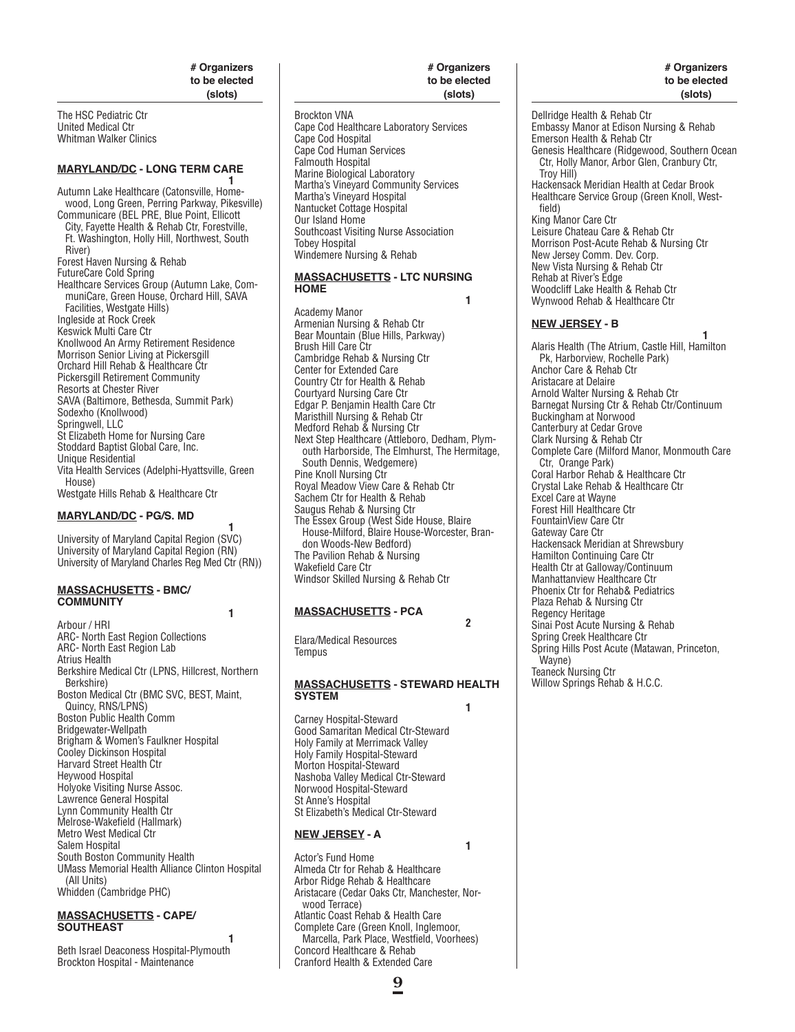**# Organizers to be elected (slots)**

The HSC Pediatric Ctr
United Medical Ctr
Whitman Walker Clinics

**MARYLAND/DC - LONG TERM CARE** — 1

Autumn Lake Healthcare (Catonsville, Homewood, Long Green, Perring Parkway, Pikesville)
Communicare (BEL PRE, Blue Point, Ellicott City, Fayette Health & Rehab Ctr, Forestville, Ft. Washington, Holly Hill, Northwest, South River)
Forest Haven Nursing & Rehab
FutureCare Cold Spring
Healthcare Services Group (Autumn Lake, CommuniCare, Green House, Orchard Hill, SAVA Facilities, Westgate Hills)
Ingleside at Rock Creek
Keswick Multi Care Ctr
Knollwood An Army Retirement Residence
Morrison Senior Living at Pickersgill
Orchard Hill Rehab & Healthcare Ctr
Pickersgill Retirement Community
Resorts at Chester River
SAVA (Baltimore, Bethesda, Summit Park)
Sodexho (Knollwood)
Springwell, LLC
St Elizabeth Home for Nursing Care
Stoddard Baptist Global Care, Inc.
Unique Residential
Vita Health Services (Adelphi-Hyattsville, Green House)
Westgate Hills Rehab & Healthcare Ctr

**MARYLAND/DC - PG/S. MD** — 1

University of Maryland Capital Region (SVC)
University of Maryland Capital Region (RN)
University of Maryland Charles Reg Med Ctr (RN))

**MASSACHUSETTS - BMC/ COMMUNITY** — 1

Arbour / HRI
ARC- North East Region Collections
ARC- North East Region Lab
Atrius Health
Berkshire Medical Ctr (LPNS, Hillcrest, Northern Berkshire)
Boston Medical Ctr (BMC SVC, BEST, Maint, Quincy, RNS/LPNS)
Boston Public Health Comm
Bridgewater-Wellpath
Brigham & Women's Faulkner Hospital
Cooley Dickinson Hospital
Harvard Street Health Ctr
Heywood Hospital
Holyoke Visiting Nurse Assoc.
Lawrence General Hospital
Lynn Community Health Ctr
Melrose-Wakefield (Hallmark)
Metro West Medical Ctr
Salem Hospital
South Boston Community Health
UMass Memorial Health Alliance Clinton Hospital (All Units)
Whidden (Cambridge PHC)

**MASSACHUSETTS - CAPE/ SOUTHEAST** — 1

Beth Israel Deaconess Hospital-Plymouth
Brockton Hospital - Maintenance
Brockton VNA
Cape Cod Healthcare Laboratory Services
Cape Cod Hospital
Cape Cod Human Services
Falmouth Hospital
Marine Biological Laboratory
Martha's Vineyard Community Services
Martha's Vineyard Hospital
Nantucket Cottage Hospital
Our Island Home
Southcoast Visiting Nurse Association
Tobey Hospital
Windemere Nursing & Rehab

**MASSACHUSETTS - LTC NURSING HOME** — 1

Academy Manor
Armenian Nursing & Rehab Ctr
Bear Mountain (Blue Hills, Parkway)
Brush Hill Care Ctr
Cambridge Rehab & Nursing Ctr
Center for Extended Care
Country Ctr for Health & Rehab
Courtyard Nursing Care Ctr
Edgar P. Benjamin Health Care Ctr
Maristhill Nursing & Rehab Ctr
Medford Rehab & Nursing Ctr
Next Step Healthcare (Attleboro, Dedham, Plymouth Harborside, The Elmhurst, The Hermitage, South Dennis, Wedgemere)
Pine Knoll Nursing Ctr
Royal Meadow View Care & Rehab Ctr
Sachem Ctr for Health & Rehab
Saugus Rehab & Nursing Ctr
The Essex Group (West Side House, Blaire House-Milford, Blaire House-Worcester, Brandon Woods-New Bedford)
The Pavilion Rehab & Nursing
Wakefield Care Ctr
Windsor Skilled Nursing & Rehab Ctr

**MASSACHUSETTS - PCA** — 2

Elara/Medical Resources
Tempus

**MASSACHUSETTS - STEWARD HEALTH SYSTEM** — 1

Carney Hospital-Steward
Good Samaritan Medical Ctr-Steward
Holy Family at Merrimack Valley
Holy Family Hospital-Steward
Morton Hospital-Steward
Nashoba Valley Medical Ctr-Steward
Norwood Hospital-Steward
St Anne's Hospital
St Elizabeth's Medical Ctr-Steward

**NEW JERSEY - A** — 1

Actor's Fund Home
Almeda Ctr for Rehab & Healthcare
Arbor Ridge Rehab & Healthcare
Aristacare (Cedar Oaks Ctr, Manchester, Norwood Terrace)
Atlantic Coast Rehab & Health Care
Complete Care (Green Knoll, Inglemoor, Marcella, Park Place, Westfield, Voorhees)
Concord Healthcare & Rehab
Cranford Health & Extended Care
Dellridge Health & Rehab Ctr
Embassy Manor at Edison Nursing & Rehab
Emerson Health & Rehab Ctr
Genesis Healthcare (Ridgewood, Southern Ocean Ctr, Holly Manor, Arbor Glen, Cranbury Ctr, Troy Hill)
Hackensack Meridian Health at Cedar Brook
Healthcare Service Group (Green Knoll, Westfield)
King Manor Care Ctr
Leisure Chateau Care & Rehab Ctr
Morrison Post-Acute Rehab & Nursing Ctr
New Jersey Comm. Dev. Corp.
New Vista Nursing & Rehab Ctr
Rehab at River's Edge
Woodcliff Lake Health & Rehab Ctr
Wynwood Rehab & Healthcare Ctr

**NEW JERSEY - B** — 1

Alaris Health (The Atrium, Castle Hill, Hamilton Pk, Harborview, Rochelle Park)
Anchor Care & Rehab Ctr
Aristacare at Delaire
Arnold Walter Nursing & Rehab Ctr
Barnegat Nursing Ctr & Rehab Ctr/Continuum
Buckingham at Norwood
Canterbury at Cedar Grove
Clark Nursing & Rehab Ctr
Complete Care (Milford Manor, Monmouth Care Ctr, Orange Park)
Coral Harbor Rehab & Healthcare Ctr
Crystal Lake Rehab & Healthcare Ctr
Excel Care at Wayne
Forest Hill Healthcare Ctr
FountainView Care Ctr
Gateway Care Ctr
Hackensack Meridian at Shrewsbury
Hamilton Continuing Care Ctr
Health Ctr at Galloway/Continuum
Manhattanview Healthcare Ctr
Phoenix Ctr for Rehab& Pediatrics
Plaza Rehab & Nursing Ctr
Regency Heritage
Sinai Post Acute Nursing & Rehab
Spring Creek Healthcare Ctr
Spring Hills Post Acute (Matawan, Princeton, Wayne)
Teaneck Nursing Ctr
Willow Springs Rehab & H.C.C.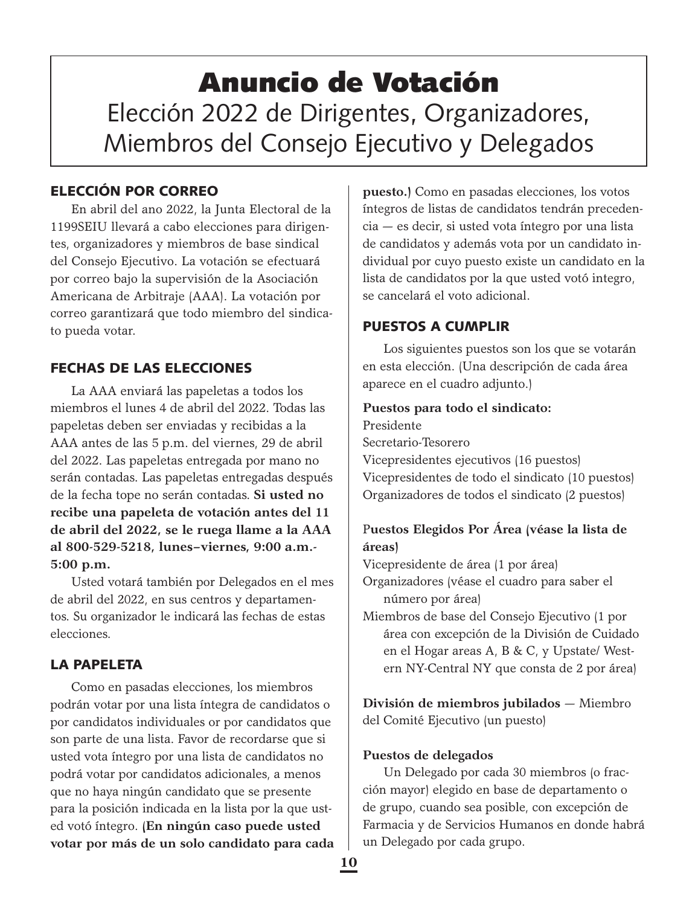# Anuncio de Votación

## Elección 2022 de Dirigentes, Organizadores, Miembros del Consejo Ejecutivo y Delegados

### ELECCIÓN POR CORREO

En abril del ano 2022, la Junta Electoral de la 1199SEIU llevará a cabo elecciones para dirigentes, organizadores y miembros de base sindical del Consejo Ejecutivo. La votación se efectuará por correo bajo la supervisión de la Asociación Americana de Arbitraje (AAA). La votación por correo garantizará que todo miembro del sindicato pueda votar.

### FECHAS DE LAS ELECCIONES

La AAA enviará las papeletas a todos los miembros el lunes 4 de abril del 2022. Todas las papeletas deben ser enviadas y recibidas a la AAA antes de las 5 p.m. del viernes, 29 de abril del 2022. Las papeletas entregada por mano no serán contadas. Las papeletas entregadas después de la fecha tope no serán contadas. **Si usted no recibe una papeleta de votación antes del 11 de abril del 2022, se le ruega llame a la AAA al 800-529-5218, lunes–viernes, 9:00 a.m.-5:00 p.m.**

Usted votará también por Delegados en el mes de abril del 2022, en sus centros y departamentos. Su organizador le indicará las fechas de estas elecciones.

### LA PAPELETA

Como en pasadas elecciones, los miembros podrán votar por una lista íntegra de candidatos o por candidatos individuales or por candidatos que son parte de una lista. Favor de recordarse que si usted vota íntegro por una lista de candidatos no podrá votar por candidatos adicionales, a menos que no haya ningún candidato que se presente para la posición indicada en la lista por la que usted votó íntegro. **(En ningún caso puede usted votar por más de un solo candidato para cada puesto.)** Como en pasadas elecciones, los votos íntegros de listas de candidatos tendrán precedencia — es decir, si usted vota íntegro por una lista de candidatos y además vota por un candidato individual por cuyo puesto existe un candidato en la lista de candidatos por la que usted votó integro, se cancelará el voto adicional.

### PUESTOS A CUMPLIR

Los siguientes puestos son los que se votarán en esta elección. (Una descripción de cada área aparece en el cuadro adjunto.)

**Puestos para todo el sindicato:**
Presidente
Secretario-Tesorero
Vicepresidentes ejecutivos (16 puestos)
Vicepresidentes de todo el sindicato (10 puestos)
Organizadores de todos el sindicato (2 puestos)

**Puestos Elegidos Por Área (véase la lista de áreas)**
Vicepresidente de área (1 por área)
Organizadores (véase el cuadro para saber el número por área)
Miembros de base del Consejo Ejecutivo (1 por área con excepción de la División de Cuidado en el Hogar areas A, B & C, y Upstate/ Western NY-Central NY que consta de 2 por área)

**División de miembros jubilados** — Miembro del Comité Ejecutivo (un puesto)

**Puestos de delegados**

Un Delegado por cada 30 miembros (o fracción mayor) elegido en base de departamento o de grupo, cuando sea posible, con excepción de Farmacia y de Servicios Humanos en donde habrá un Delegado por cada grupo.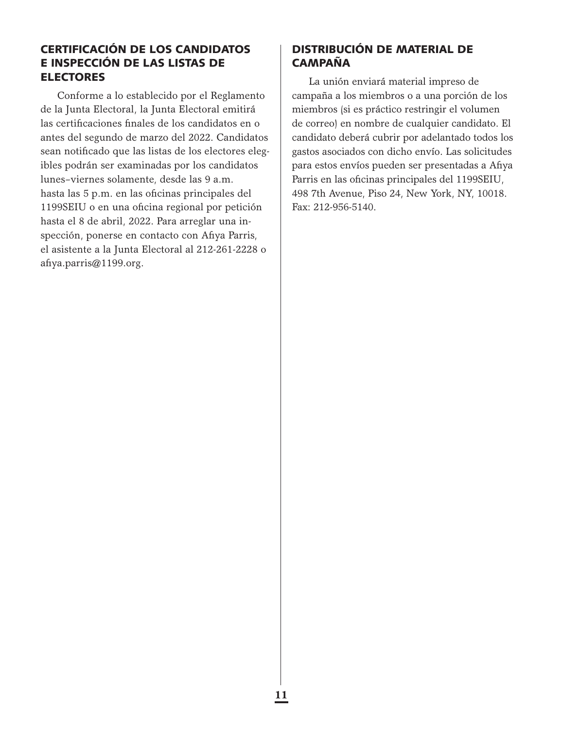## CERTIFICACIÓN DE LOS CANDIDATOS E INSPECCIÓN DE LAS LISTAS DE ELECTORES

Conforme a lo establecido por el Reglamento de la Junta Electoral, la Junta Electoral emitirá las certificaciones finales de los candidatos en o antes del segundo de marzo del 2022. Candidatos sean notificado que las listas de los electores elegibles podrán ser examinadas por los candidatos lunes–viernes solamente, desde las 9 a.m. hasta las 5 p.m. en las oficinas principales del 1199SEIU o en una oficina regional por petición hasta el 8 de abril, 2022. Para arreglar una inspección, ponerse en contacto con Afiya Parris, el asistente a la Junta Electoral al 212-261-2228 o afiya.parris@1199.org.

## DISTRIBUCIÓN DE MATERIAL DE CAMPAÑA

La unión enviará material impreso de campaña a los miembros o a una porción de los miembros (si es práctico restringir el volumen de correo) en nombre de cualquier candidato. El candidato deberá cubrir por adelantado todos los gastos asociados con dicho envío. Las solicitudes para estos envíos pueden ser presentadas a Afiya Parris en las oficinas principales del 1199SEIU, 498 7th Avenue, Piso 24, New York, NY, 10018. Fax: 212-956-5140.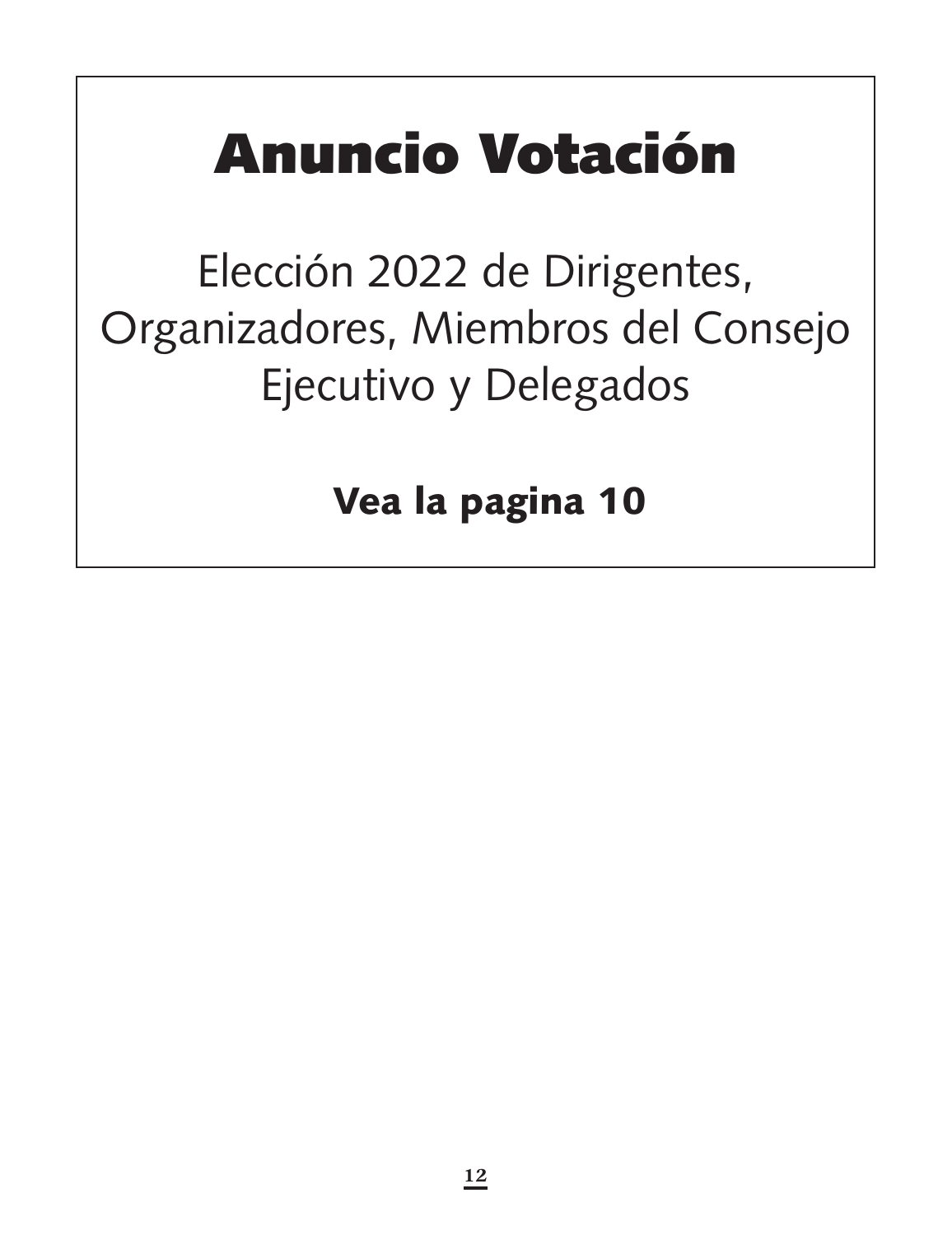# Anuncio Votación

Elección 2022 de Dirigentes, Organizadores, Miembros del Consejo Ejecutivo y Delegados

**Vea la pagina 10**